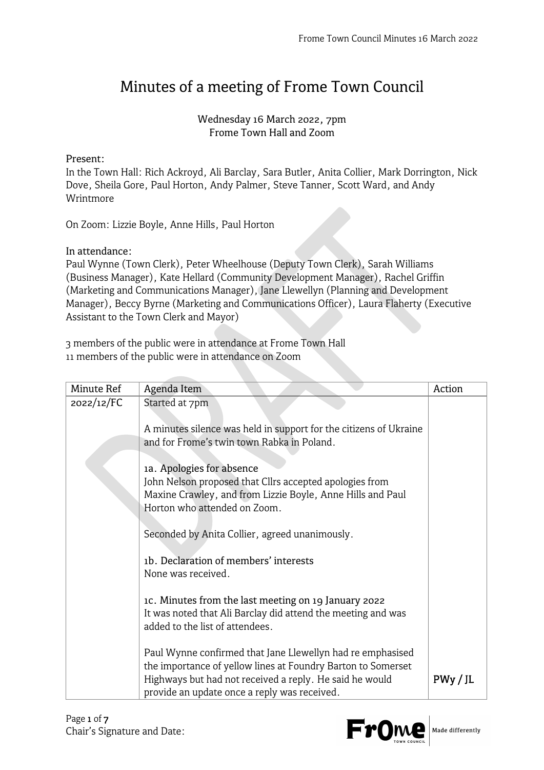# Minutes of a meeting of Frome Town Council

Wednesday 16 March 2022, 7pm
Frome Town Hall and Zoom

Present:
In the Town Hall: Rich Ackroyd, Ali Barclay, Sara Butler, Anita Collier, Mark Dorrington, Nick Dove, Sheila Gore, Paul Horton, Andy Palmer, Steve Tanner, Scott Ward, and Andy Wrintmore

On Zoom: Lizzie Boyle, Anne Hills, Paul Horton

In attendance:
Paul Wynne (Town Clerk), Peter Wheelhouse (Deputy Town Clerk), Sarah Williams (Business Manager), Kate Hellard (Community Development Manager), Rachel Griffin (Marketing and Communications Manager), Jane Llewellyn (Planning and Development Manager), Beccy Byrne (Marketing and Communications Officer), Laura Flaherty (Executive Assistant to the Town Clerk and Mayor)

3 members of the public were in attendance at Frome Town Hall
11 members of the public were in attendance on Zoom

| Minute Ref | Agenda Item | Action |
|---|---|---|
| 2022/12/FC | Started at 7pm<br><br>A minutes silence was held in support for the citizens of Ukraine and for Frome's twin town Rabka in Poland.<br><br>1a. Apologies for absence<br>John Nelson proposed that Cllrs accepted apologies from Maxine Crawley, and from Lizzie Boyle, Anne Hills and Paul Horton who attended on Zoom.<br><br>Seconded by Anita Collier, agreed unanimously.<br><br>1b. Declaration of members' interests<br>None was received.<br><br>1c. Minutes from the last meeting on 19 January 2022<br>It was noted that Ali Barclay did attend the meeting and was added to the list of attendees.<br><br>Paul Wynne confirmed that Jane Llewellyn had re emphasised the importance of yellow lines at Foundry Barton to Somerset Highways but had not received a reply. He said he would provide an update once a reply was received. | PWy / JL |

Chair's Signature and Date: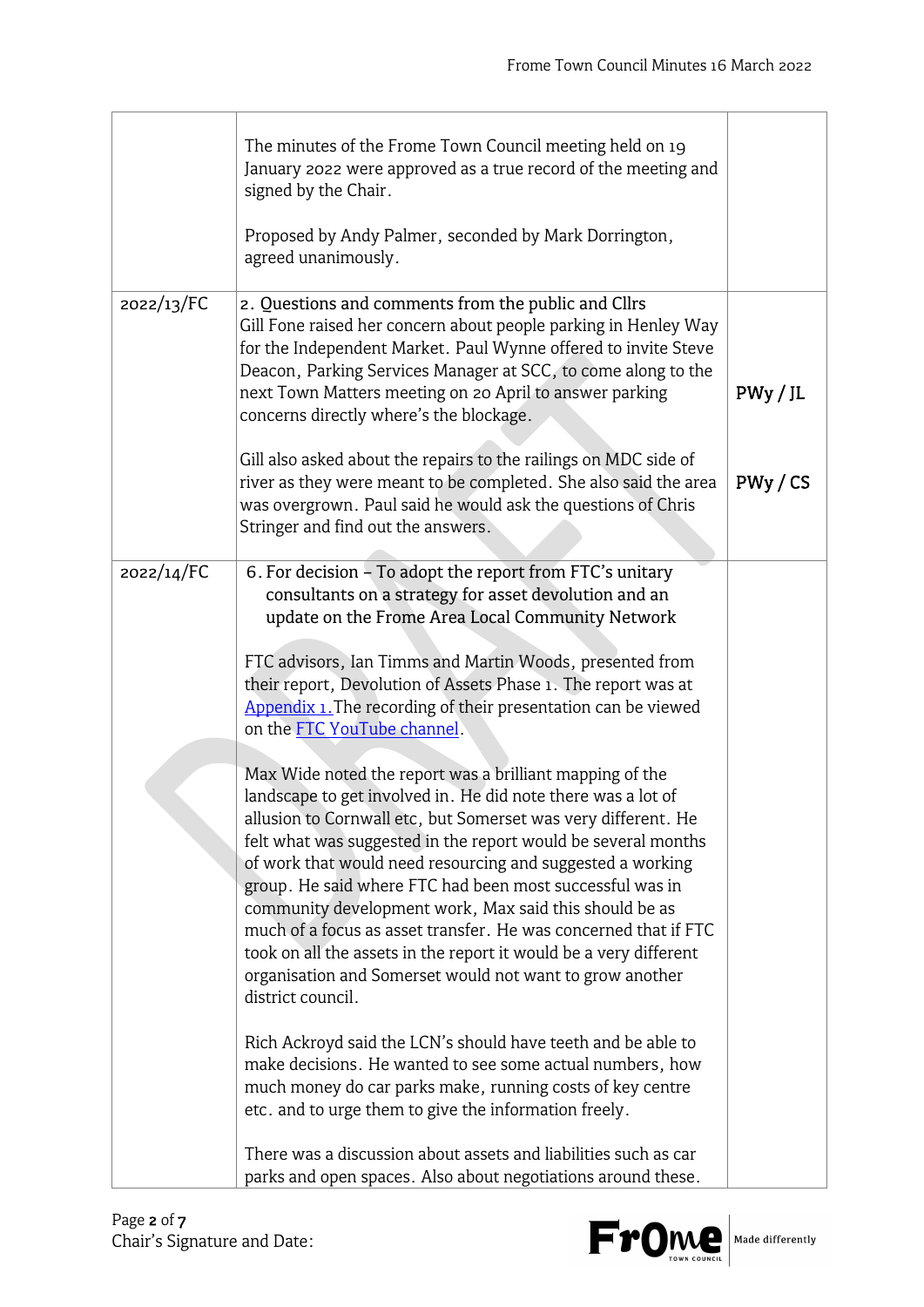| | | |
|---|---|---|
| | The minutes of the Frome Town Council meeting held on 19 January 2022 were approved as a true record of the meeting and signed by the Chair.<br><br>Proposed by Andy Palmer, seconded by Mark Dorrington, agreed unanimously. | |
| 2022/13/FC | 2. Questions and comments from the public and Cllrs<br>Gill Fone raised her concern about people parking in Henley Way for the Independent Market. Paul Wynne offered to invite Steve Deacon, Parking Services Manager at SCC, to come along to the next Town Matters meeting on 20 April to answer parking concerns directly where's the blockage.<br><br>Gill also asked about the repairs to the railings on MDC side of river as they were meant to be completed. She also said the area was overgrown. Paul said he would ask the questions of Chris Stringer and find out the answers. | PWy / JL<br><br>PWy / CS |
| 2022/14/FC | 6. For decision – To adopt the report from FTC's unitary consultants on a strategy for asset devolution and an update on the Frome Area Local Community Network<br><br>FTC advisors, Ian Timms and Martin Woods, presented from their report, Devolution of Assets Phase 1. The report was at Appendix 1. The recording of their presentation can be viewed on the FTC YouTube channel.<br><br>Max Wide noted the report was a brilliant mapping of the landscape to get involved in. He did note there was a lot of allusion to Cornwall etc, but Somerset was very different. He felt what was suggested in the report would be several months of work that would need resourcing and suggested a working group. He said where FTC had been most successful was in community development work, Max said this should be as much of a focus as asset transfer. He was concerned that if FTC took on all the assets in the report it would be a very different organisation and Somerset would not want to grow another district council.<br><br>Rich Ackroyd said the LCN's should have teeth and be able to make decisions. He wanted to see some actual numbers, how much money do car parks make, running costs of key centre etc. and to urge them to give the information freely.<br><br>There was a discussion about assets and liabilities such as car parks and open spaces. Also about negotiations around these. | |

Chair's Signature and Date: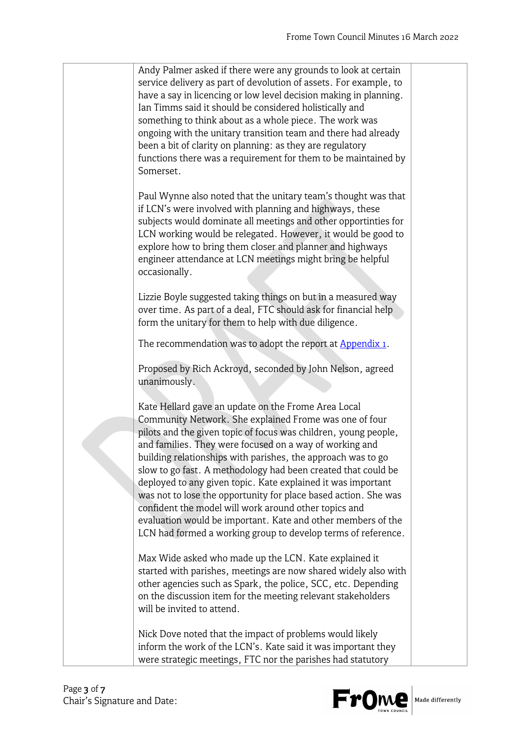Andy Palmer asked if there were any grounds to look at certain service delivery as part of devolution of assets. For example, to have a say in licencing or low level decision making in planning. Ian Timms said it should be considered holistically and something to think about as a whole piece. The work was ongoing with the unitary transition team and there had already been a bit of clarity on planning: as they are regulatory functions there was a requirement for them to be maintained by Somerset.

Paul Wynne also noted that the unitary team's thought was that if LCN's were involved with planning and highways, these subjects would dominate all meetings and other opportinties for LCN working would be relegated. However, it would be good to explore how to bring them closer and planner and highways engineer attendance at LCN meetings might bring be helpful occasionally.

Lizzie Boyle suggested taking things on but in a measured way over time. As part of a deal, FTC should ask for financial help form the unitary for them to help with due diligence.

The recommendation was to adopt the report at Appendix 1.

Proposed by Rich Ackroyd, seconded by John Nelson, agreed unanimously.

Kate Hellard gave an update on the Frome Area Local Community Network. She explained Frome was one of four pilots and the given topic of focus was children, young people, and families. They were focused on a way of working and building relationships with parishes, the approach was to go slow to go fast. A methodology had been created that could be deployed to any given topic. Kate explained it was important was not to lose the opportunity for place based action. She was confident the model will work around other topics and evaluation would be important. Kate and other members of the LCN had formed a working group to develop terms of reference.

Max Wide asked who made up the LCN. Kate explained it started with parishes, meetings are now shared widely also with other agencies such as Spark, the police, SCC, etc. Depending on the discussion item for the meeting relevant stakeholders will be invited to attend.

Nick Dove noted that the impact of problems would likely inform the work of the LCN's. Kate said it was important they were strategic meetings, FTC nor the parishes had statutory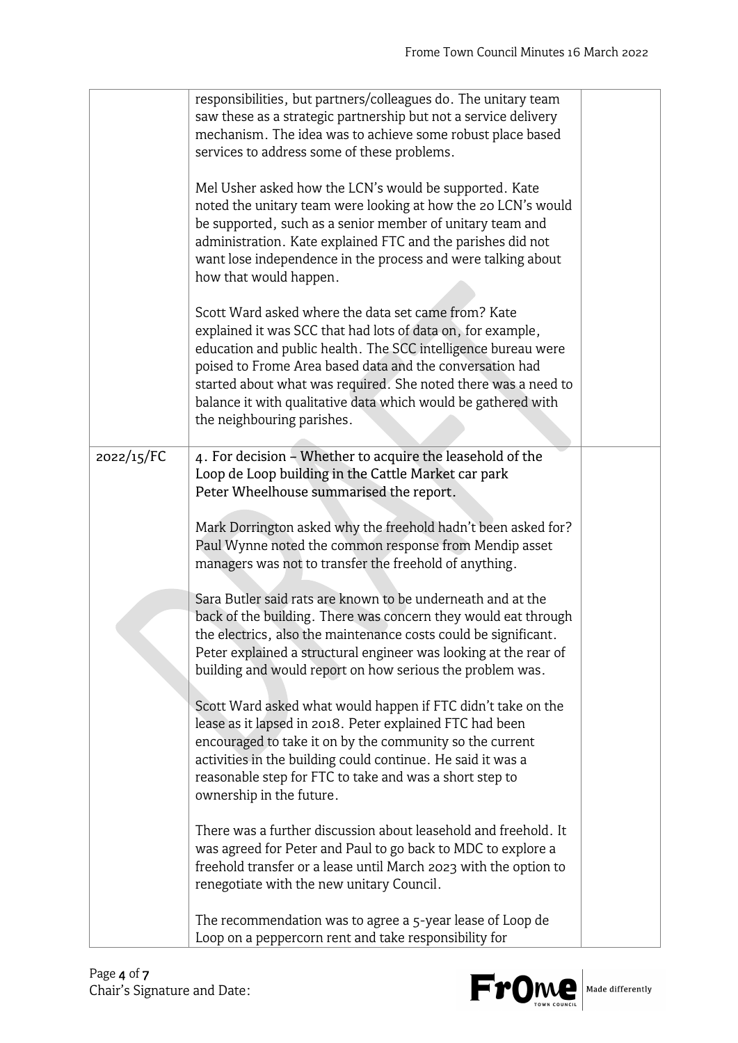| | | |
|---|---|---|
| | responsibilities, but partners/colleagues do. The unitary team saw these as a strategic partnership but not a service delivery mechanism. The idea was to achieve some robust place based services to address some of these problems.<br><br>Mel Usher asked how the LCN's would be supported. Kate noted the unitary team were looking at how the 20 LCN's would be supported, such as a senior member of unitary team and administration. Kate explained FTC and the parishes did not want lose independence in the process and were talking about how that would happen.<br><br>Scott Ward asked where the data set came from? Kate explained it was SCC that had lots of data on, for example, education and public health. The SCC intelligence bureau were poised to Frome Area based data and the conversation had started about what was required. She noted there was a need to balance it with qualitative data which would be gathered with the neighbouring parishes. | |
| 2022/15/FC | 4. For decision – Whether to acquire the leasehold of the Loop de Loop building in the Cattle Market car park<br>Peter Wheelhouse summarised the report.<br><br>Mark Dorrington asked why the freehold hadn't been asked for? Paul Wynne noted the common response from Mendip asset managers was not to transfer the freehold of anything.<br><br>Sara Butler said rats are known to be underneath and at the back of the building. There was concern they would eat through the electrics, also the maintenance costs could be significant. Peter explained a structural engineer was looking at the rear of building and would report on how serious the problem was.<br><br>Scott Ward asked what would happen if FTC didn't take on the lease as it lapsed in 2018. Peter explained FTC had been encouraged to take it on by the community so the current activities in the building could continue. He said it was a reasonable step for FTC to take and was a short step to ownership in the future.<br><br>There was a further discussion about leasehold and freehold. It was agreed for Peter and Paul to go back to MDC to explore a freehold transfer or a lease until March 2023 with the option to renegotiate with the new unitary Council.<br><br>The recommendation was to agree a 5-year lease of Loop de Loop on a peppercorn rent and take responsibility for | |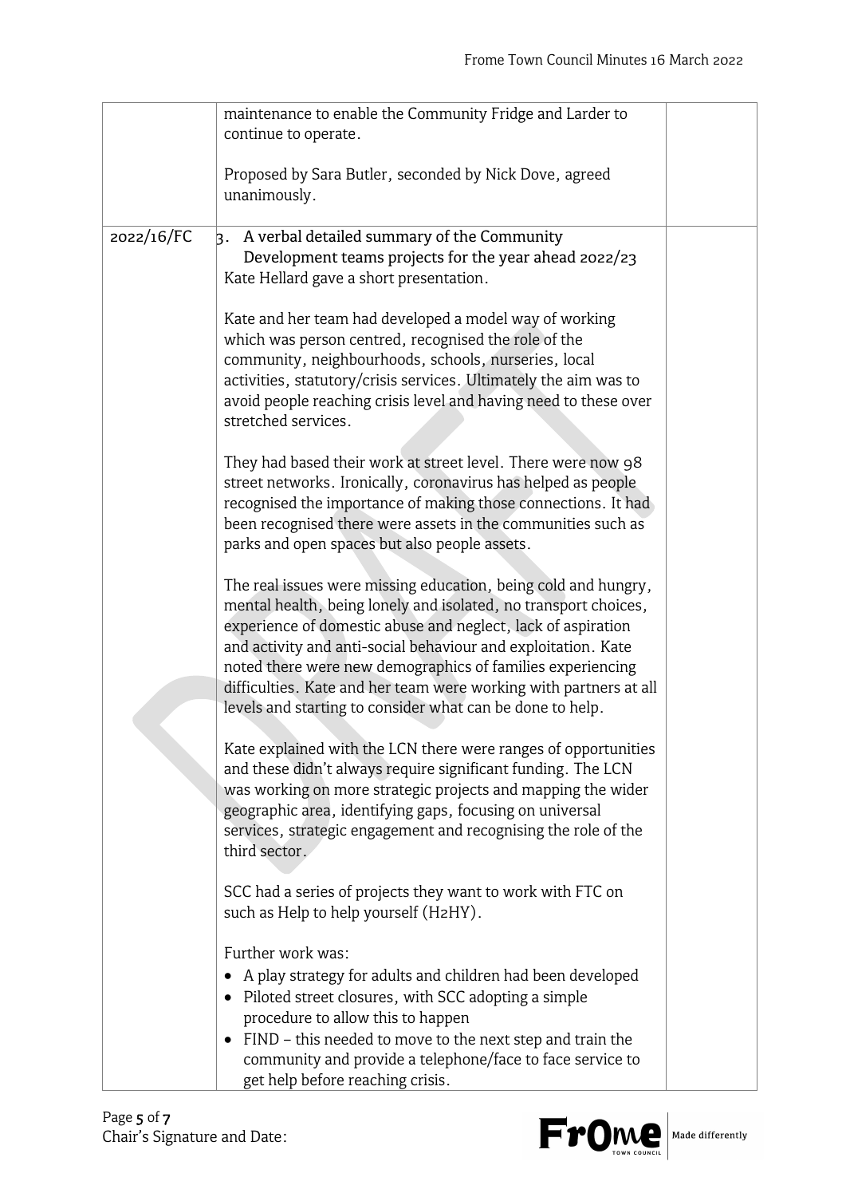| | | |
|---|---|---|
| | maintenance to enable the Community Fridge and Larder to continue to operate.<br><br>Proposed by Sara Butler, seconded by Nick Dove, agreed unanimously. | |
| 2022/16/FC | 3. A verbal detailed summary of the Community Development teams projects for the year ahead 2022/23<br>Kate Hellard gave a short presentation.<br><br>Kate and her team had developed a model way of working which was person centred, recognised the role of the community, neighbourhoods, schools, nurseries, local activities, statutory/crisis services. Ultimately the aim was to avoid people reaching crisis level and having need to these over stretched services.<br><br>They had based their work at street level. There were now 98 street networks. Ironically, coronavirus has helped as people recognised the importance of making those connections. It had been recognised there were assets in the communities such as parks and open spaces but also people assets.<br><br>The real issues were missing education, being cold and hungry, mental health, being lonely and isolated, no transport choices, experience of domestic abuse and neglect, lack of aspiration and activity and anti-social behaviour and exploitation. Kate noted there were new demographics of families experiencing difficulties. Kate and her team were working with partners at all levels and starting to consider what can be done to help.<br><br>Kate explained with the LCN there were ranges of opportunities and these didn't always require significant funding. The LCN was working on more strategic projects and mapping the wider geographic area, identifying gaps, focusing on universal services, strategic engagement and recognising the role of the third sector.<br><br>SCC had a series of projects they want to work with FTC on such as Help to help yourself (H2HY).<br><br>Further work was:<br>• A play strategy for adults and children had been developed<br>• Piloted street closures, with SCC adopting a simple procedure to allow this to happen<br>• FIND – this needed to move to the next step and train the community and provide a telephone/face to face service to get help before reaching crisis. | |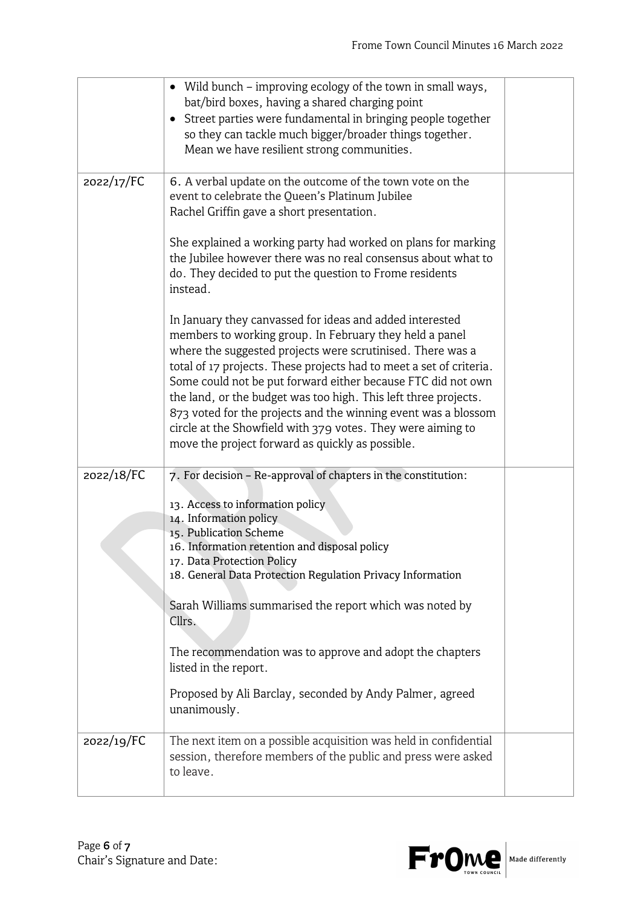| | | |
|---|---|---|
| | • Wild bunch – improving ecology of the town in small ways, bat/bird boxes, having a shared charging point<br>• Street parties were fundamental in bringing people together so they can tackle much bigger/broader things together. Mean we have resilient strong communities. | |
| 2022/17/FC | 6. A verbal update on the outcome of the town vote on the event to celebrate the Queen's Platinum Jubilee<br>Rachel Griffin gave a short presentation.<br><br>She explained a working party had worked on plans for marking the Jubilee however there was no real consensus about what to do. They decided to put the question to Frome residents instead.<br><br>In January they canvassed for ideas and added interested members to working group. In February they held a panel where the suggested projects were scrutinised. There was a total of 17 projects. These projects had to meet a set of criteria. Some could not be put forward either because FTC did not own the land, or the budget was too high. This left three projects. 873 voted for the projects and the winning event was a blossom circle at the Showfield with 379 votes. They were aiming to move the project forward as quickly as possible. | |
| 2022/18/FC | 7. For decision – Re-approval of chapters in the constitution:<br><br>13. Access to information policy<br>14. Information policy<br>15. Publication Scheme<br>16. Information retention and disposal policy<br>17. Data Protection Policy<br>18. General Data Protection Regulation Privacy Information<br><br>Sarah Williams summarised the report which was noted by Cllrs.<br><br>The recommendation was to approve and adopt the chapters listed in the report.<br><br>Proposed by Ali Barclay, seconded by Andy Palmer, agreed unanimously. | |
| 2022/19/FC | The next item on a possible acquisition was held in confidential session, therefore members of the public and press were asked to leave. | |

Chair's Signature and Date: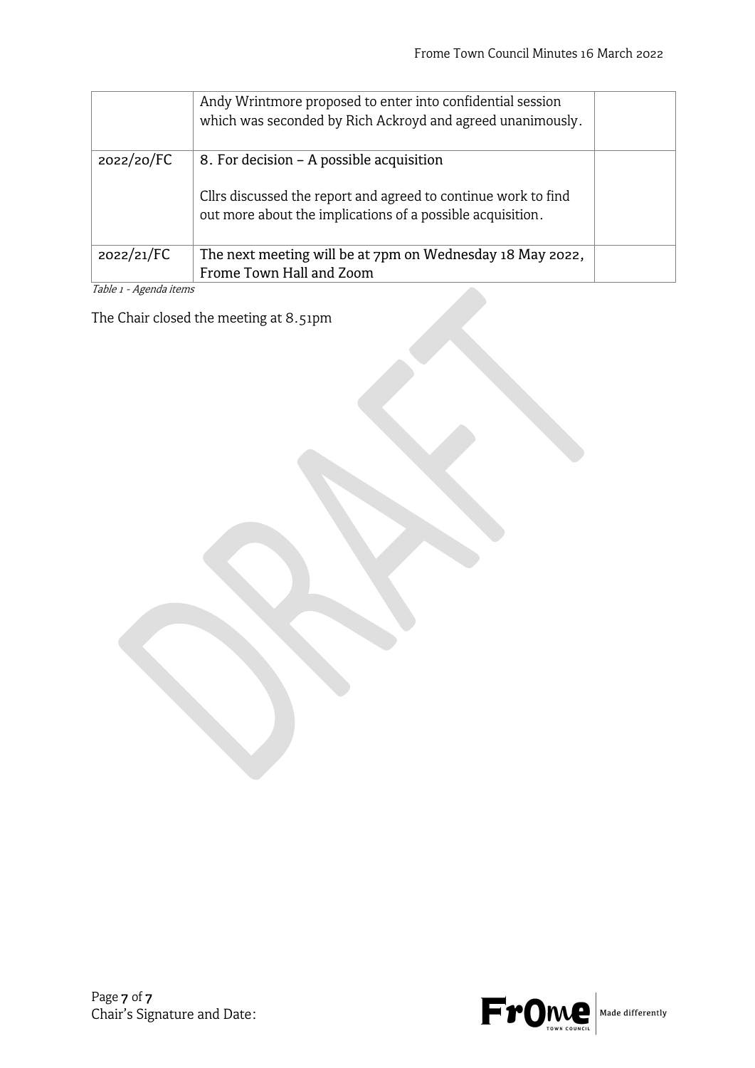| | | |
|---|---|---|
| | Andy Wrintmore proposed to enter into confidential session which was seconded by Rich Ackroyd and agreed unanimously. | |
| 2022/20/FC | 8. For decision – A possible acquisition<br><br>Cllrs discussed the report and agreed to continue work to find out more about the implications of a possible acquisition. | |
| 2022/21/FC | The next meeting will be at 7pm on Wednesday 18 May 2022, Frome Town Hall and Zoom | |

*Table 1 - Agenda items*

The Chair closed the meeting at 8.51pm

Chair's Signature and Date: